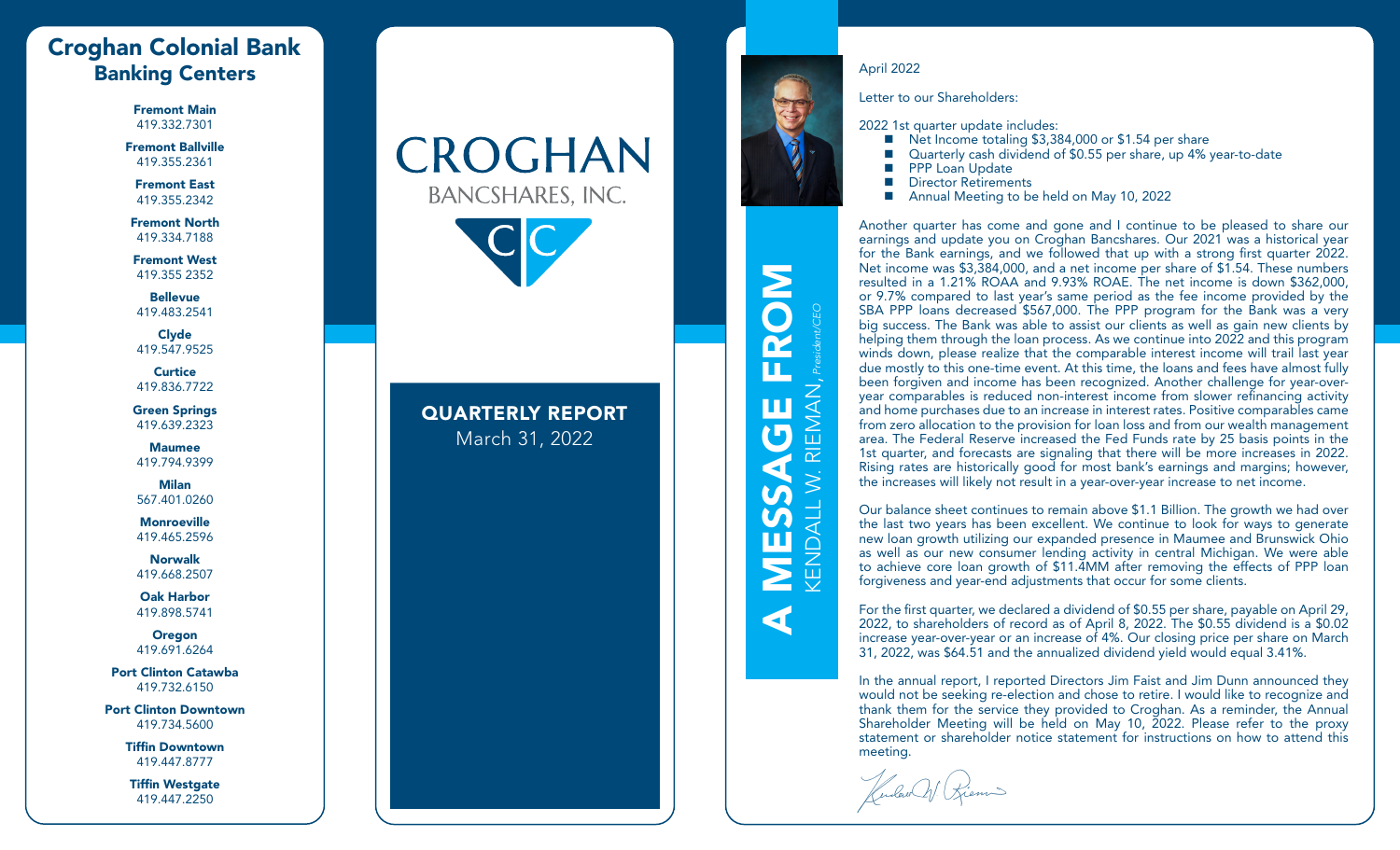# Croghan Colonial Bank Banking Centers

**Fremont Main**
419.332.7301

**Fremont Ballville**
419.355.2361

**Fremont East**
419.355.2342

**Fremont North**
419.334.7188

**Fremont West**
419.355 2352

**Bellevue**
419.483.2541

**Clyde**
419.547.9525

**Curtice**
419.836.7722

**Green Springs**
419.639.2323

**Maumee**
419.794.9399

**Milan**
567.401.0260

**Monroeville**
419.465.2596

**Norwalk**
419.668.2507

**Oak Harbor**
419.898.5741

**Oregon**
419.691.6264

**Port Clinton Catawba**
419.732.6150

**Port Clinton Downtown**
419.734.5600

**Tiffin Downtown**
419.447.8777

**Tiffin Westgate**
419.447.2250

# CROGHAN BANCSHARES, INC.

## QUARTERLY REPORT

March 31, 2022

## A MESSAGE FROM KENDALL W. RIEMAN, *President/CEO*

April 2022

Letter to our Shareholders:

2022 1st quarter update includes:

- Net Income totaling $3,384,000 or $1.54 per share
- Quarterly cash dividend of $0.55 per share, up 4% year-to-date
- PPP Loan Update
- Director Retirements
- Annual Meeting to be held on May 10, 2022

Another quarter has come and gone and I continue to be pleased to share our earnings and update you on Croghan Bancshares. Our 2021 was a historical year for the Bank earnings, and we followed that up with a strong first quarter 2022. Net income was $3,384,000, and a net income per share of $1.54. These numbers resulted in a 1.21% ROAA and 9.93% ROAE. The net income is down $362,000, or 9.7% compared to last year's same period as the fee income provided by the SBA PPP loans decreased $567,000. The PPP program for the Bank was a very big success. The Bank was able to assist our clients as well as gain new clients by helping them through the loan process. As we continue into 2022 and this program winds down, please realize that the comparable interest income will trail last year due mostly to this one-time event. At this time, the loans and fees have almost fully been forgiven and income has been recognized. Another challenge for year-over-year comparables is reduced non-interest income from slower refinancing activity and home purchases due to an increase in interest rates. Positive comparables came from zero allocation to the provision for loan loss and from our wealth management area. The Federal Reserve increased the Fed Funds rate by 25 basis points in the 1st quarter, and forecasts are signaling that there will be more increases in 2022. Rising rates are historically good for most bank's earnings and margins; however, the increases will likely not result in a year-over-year increase to net income.

Our balance sheet continues to remain above $1.1 Billion. The growth we had over the last two years has been excellent. We continue to look for ways to generate new loan growth utilizing our expanded presence in Maumee and Brunswick Ohio as well as our new consumer lending activity in central Michigan. We were able to achieve core loan growth of $11.4MM after removing the effects of PPP loan forgiveness and year-end adjustments that occur for some clients.

For the first quarter, we declared a dividend of $0.55 per share, payable on April 29, 2022, to shareholders of record as of April 8, 2022. The $0.55 dividend is a $0.02 increase year-over-year or an increase of 4%. Our closing price per share on March 31, 2022, was $64.51 and the annualized dividend yield would equal 3.41%.

In the annual report, I reported Directors Jim Faist and Jim Dunn announced they would not be seeking re-election and chose to retire. I would like to recognize and thank them for the service they provided to Croghan. As a reminder, the Annual Shareholder Meeting will be held on May 10, 2022. Please refer to the proxy statement or shareholder notice statement for instructions on how to attend this meeting.

Kendall W. Rieman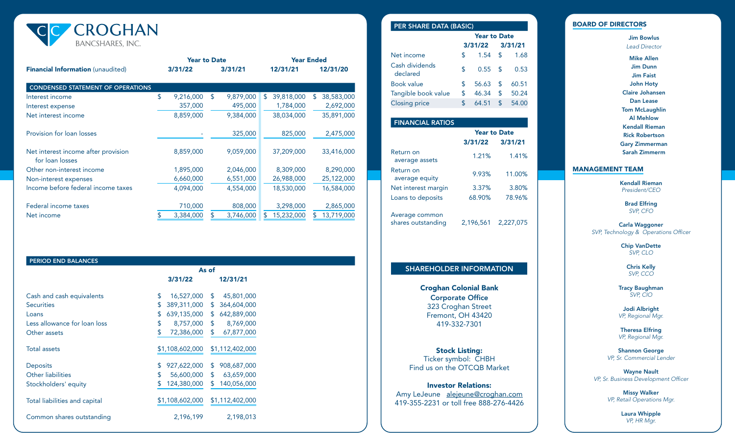# CROGHAN BANCSHARES, INC.

| **Financial Information** (unaudited) | Year to Date 3/31/22 | Year to Date 3/31/21 | Year Ended 12/31/21 | Year Ended 12/31/20 |
|---|---|---|---|---|
| **CONDENSED STATEMENT OF OPERATIONS** | | | | |
| Interest income | $ 9,216,000 | $ 9,879,000 | $ 39,818,000 | $ 38,583,000 |
| Interest expense | 357,000 | 495,000 | 1,784,000 | 2,692,000 |
| Net interest income | 8,859,000 | 9,384,000 | 38,034,000 | 35,891,000 |
| Provision for loan losses | - | 325,000 | 825,000 | 2,475,000 |
| Net interest income after provision for loan losses | 8,859,000 | 9,059,000 | 37,209,000 | 33,416,000 |
| Other non-interest income | 1,895,000 | 2,046,000 | 8,309,000 | 8,290,000 |
| Non-interest expenses | 6,660,000 | 6,551,000 | 26,988,000 | 25,122,000 |
| Income before federal income taxes | 4,094,000 | 4,554,000 | 18,530,000 | 16,584,000 |
| Federal income taxes | 710,000 | 808,000 | 3,298,000 | 2,865,000 |
| Net income | $ 3,384,000 | $ 3,746,000 | $ 15,232,000 | $ 13,719,000 |

| **PERIOD END BALANCES** | As of 3/31/22 | As of 12/31/21 |
|---|---|---|
| Cash and cash equivalents | $ 16,527,000 | $ 45,801,000 |
| Securities | $ 389,311,000 | $ 364,604,000 |
| Loans | $ 639,135,000 | $ 642,889,000 |
| Less allowance for loan loss | $ 8,757,000 | $ 8,769,000 |
| Other assets | $ 72,386,000 | $ 67,877,000 |
| Total assets | $1,108,602,000 | $1,112,402,000 |
| Deposits | $ 927,622,000 | $ 908,687,000 |
| Other liabilities | $ 56,600,000 | $ 63,659,000 |
| Stockholders' equity | $ 124,380,000 | $ 140,056,000 |
| Total liabilities and capital | $1,108,602,000 | $1,112,402,000 |
| Common shares outstanding | 2,196,199 | 2,198,013 |

| **PER SHARE DATA (BASIC)** | Year to Date 3/31/22 | Year to Date 3/31/21 |
|---|---|---|
| Net income | $ 1.54 | $ 1.68 |
| Cash dividends declared | $ 0.55 | $ 0.53 |
| Book value | $ 56.63 | $ 60.51 |
| Tangible book value | $ 46.34 | $ 50.24 |
| Closing price | $ 64.51 | $ 54.00 |

| **FINANCIAL RATIOS** | Year to Date 3/31/22 | Year to Date 3/31/21 |
|---|---|---|
| Return on average assets | 1.21% | 1.41% |
| Return on average equity | 9.93% | 11.00% |
| Net interest margin | 3.37% | 3.80% |
| Loans to deposits | 68.90% | 78.96% |
| Average common shares outstanding | 2,196,561 | 2,227,075 |

## SHAREHOLDER INFORMATION

**Croghan Colonial Bank**
**Corporate Office**
323 Croghan Street
Fremont, OH 43420
419-332-7301

**Stock Listing:**
Ticker symbol: CHBH
Find us on the OTCQB Market

**Investor Relations:**
Amy LeJeune alejeune@croghan.com
419-355-2231 or toll free 888-276-4426

## BOARD OF DIRECTORS

**Jim Bowlus**
*Lead Director*

**Mike Allen**
**Jim Dunn**
**Jim Faist**
**John Hoty**
**Claire Johansen**
**Dan Lease**
**Tom McLaughlin**
**Al Mehlow**
**Kendall Rieman**
**Rick Robertson**
**Gary Zimmerman**
**Sarah Zimmerm**

## MANAGEMENT TEAM

**Kendall Rieman**
*President/CEO*

**Brad Elfring**
*SVP, CFO*

**Carla Waggoner**
*SVP, Technology & Operations Officer*

**Chip VanDette**
*SVP, CLO*

**Chris Kelly**
*SVP, CCO*

**Tracy Baughman**
*SVP, CIO*

**Jodi Albright**
*VP, Regional Mgr.*

**Theresa Elfring**
*VP, Regional Mgr.*

**Shannon George**
*VP, Sr. Commercial Lender*

**Wayne Nault**
*VP, Sr. Business Development Officer*

**Missy Walker**
*VP, Retail Operations Mgr.*

**Laura Whipple**
*VP, HR Mgr.*